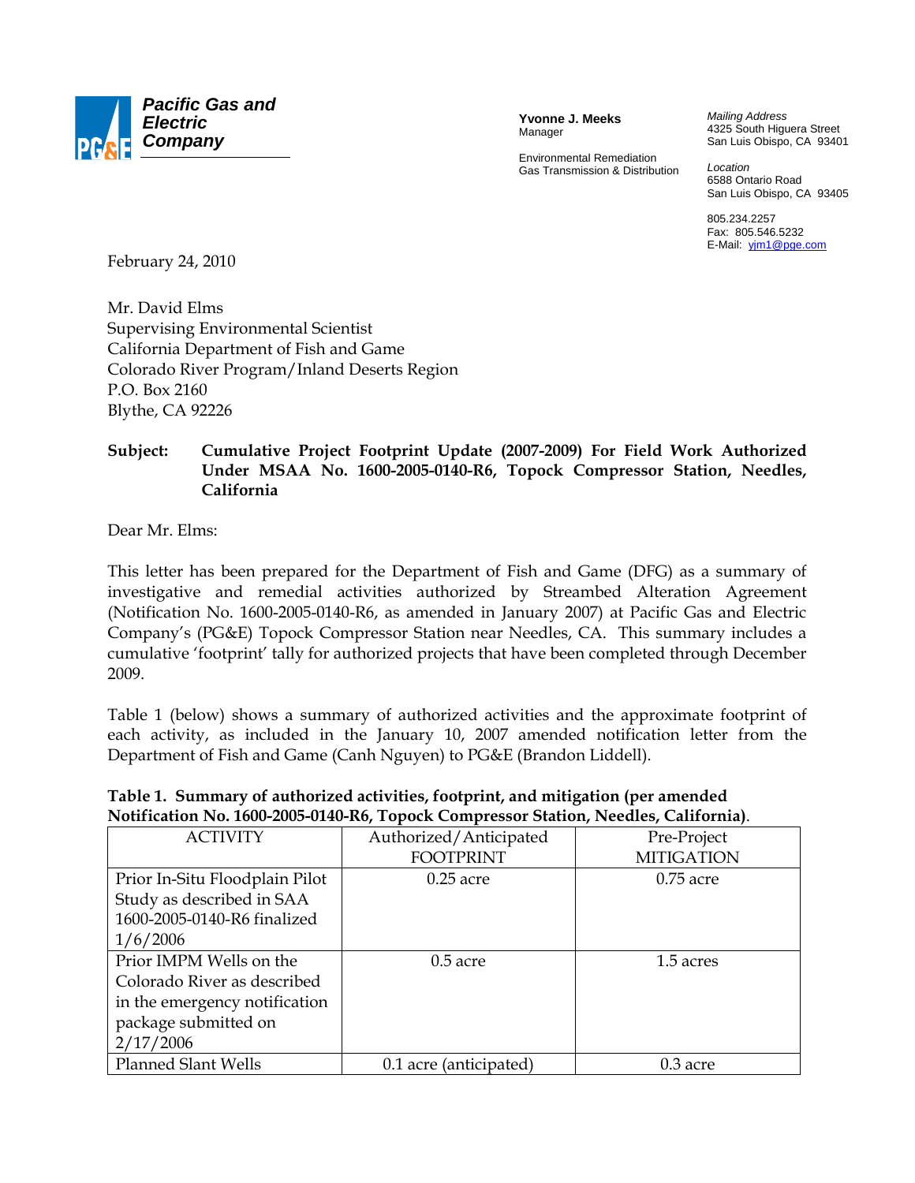**Pacific Gas and Electric Company**

**Yvonne J. Meeks**
Manager

Environmental Remediation
Gas Transmission & Distribution

*Mailing Address*
4325 South Higuera Street
San Luis Obispo, CA 93401

*Location*
6588 Ontario Road
San Luis Obispo, CA 93405

805.234.2257
Fax: 805.546.5232
E-Mail: yjm1@pge.com

February 24, 2010

Mr. David Elms
Supervising Environmental Scientist
California Department of Fish and Game
Colorado River Program/Inland Deserts Region
P.O. Box 2160
Blythe, CA 92226

**Subject: Cumulative Project Footprint Update (2007-2009) For Field Work Authorized Under MSAA No. 1600-2005-0140-R6, Topock Compressor Station, Needles, California**

Dear Mr. Elms:

This letter has been prepared for the Department of Fish and Game (DFG) as a summary of investigative and remedial activities authorized by Streambed Alteration Agreement (Notification No. 1600-2005-0140-R6, as amended in January 2007) at Pacific Gas and Electric Company's (PG&E) Topock Compressor Station near Needles, CA. This summary includes a cumulative 'footprint' tally for authorized projects that have been completed through December 2009.

Table 1 (below) shows a summary of authorized activities and the approximate footprint of each activity, as included in the January 10, 2007 amended notification letter from the Department of Fish and Game (Canh Nguyen) to PG&E (Brandon Liddell).

**Table 1. Summary of authorized activities, footprint, and mitigation (per amended Notification No. 1600-2005-0140-R6, Topock Compressor Station, Needles, California).**

| ACTIVITY | Authorized/Anticipated FOOTPRINT | Pre-Project MITIGATION |
|---|---|---|
| Prior In-Situ Floodplain Pilot Study as described in SAA 1600-2005-0140-R6 finalized 1/6/2006 | 0.25 acre | 0.75 acre |
| Prior IMPM Wells on the Colorado River as described in the emergency notification package submitted on 2/17/2006 | 0.5 acre | 1.5 acres |
| Planned Slant Wells | 0.1 acre (anticipated) | 0.3 acre |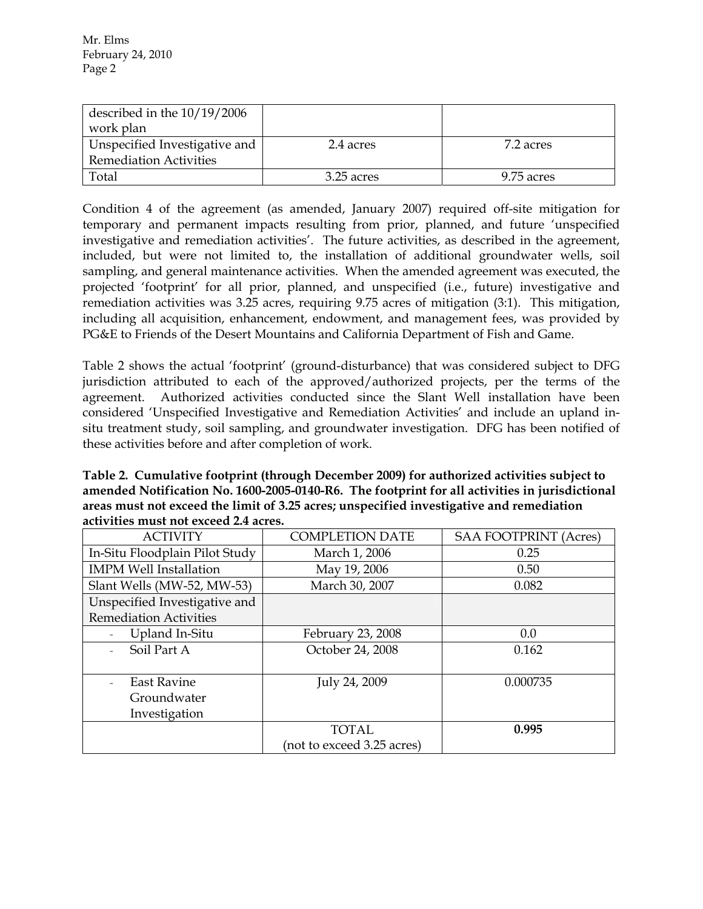| described in the 10/19/2006 work plan | | |
| --- | --- | --- |
| Unspecified Investigative and Remediation Activities | 2.4 acres | 7.2 acres |
| Total | 3.25 acres | 9.75 acres |

Condition 4 of the agreement (as amended, January 2007) required off-site mitigation for temporary and permanent impacts resulting from prior, planned, and future 'unspecified investigative and remediation activities'. The future activities, as described in the agreement, included, but were not limited to, the installation of additional groundwater wells, soil sampling, and general maintenance activities. When the amended agreement was executed, the projected 'footprint' for all prior, planned, and unspecified (i.e., future) investigative and remediation activities was 3.25 acres, requiring 9.75 acres of mitigation (3:1). This mitigation, including all acquisition, enhancement, endowment, and management fees, was provided by PG&E to Friends of the Desert Mountains and California Department of Fish and Game.

Table 2 shows the actual 'footprint' (ground-disturbance) that was considered subject to DFG jurisdiction attributed to each of the approved/authorized projects, per the terms of the agreement. Authorized activities conducted since the Slant Well installation have been considered 'Unspecified Investigative and Remediation Activities' and include an upland in-situ treatment study, soil sampling, and groundwater investigation. DFG has been notified of these activities before and after completion of work.

**Table 2. Cumulative footprint (through December 2009) for authorized activities subject to amended Notification No. 1600-2005-0140-R6. The footprint for all activities in jurisdictional areas must not exceed the limit of 3.25 acres; unspecified investigative and remediation activities must not exceed 2.4 acres.**

| ACTIVITY | COMPLETION DATE | SAA FOOTPRINT (Acres) |
| --- | --- | --- |
| In-Situ Floodplain Pilot Study | March 1, 2006 | 0.25 |
| IMPM Well Installation | May 19, 2006 | 0.50 |
| Slant Wells (MW-52, MW-53) | March 30, 2007 | 0.082 |
| Unspecified Investigative and Remediation Activities | | |
| - Upland In-Situ | February 23, 2008 | 0.0 |
| - Soil Part A | October 24, 2008 | 0.162 |
| - East Ravine Groundwater Investigation | July 24, 2009 | 0.000735 |
| | TOTAL (not to exceed 3.25 acres) | **0.995** |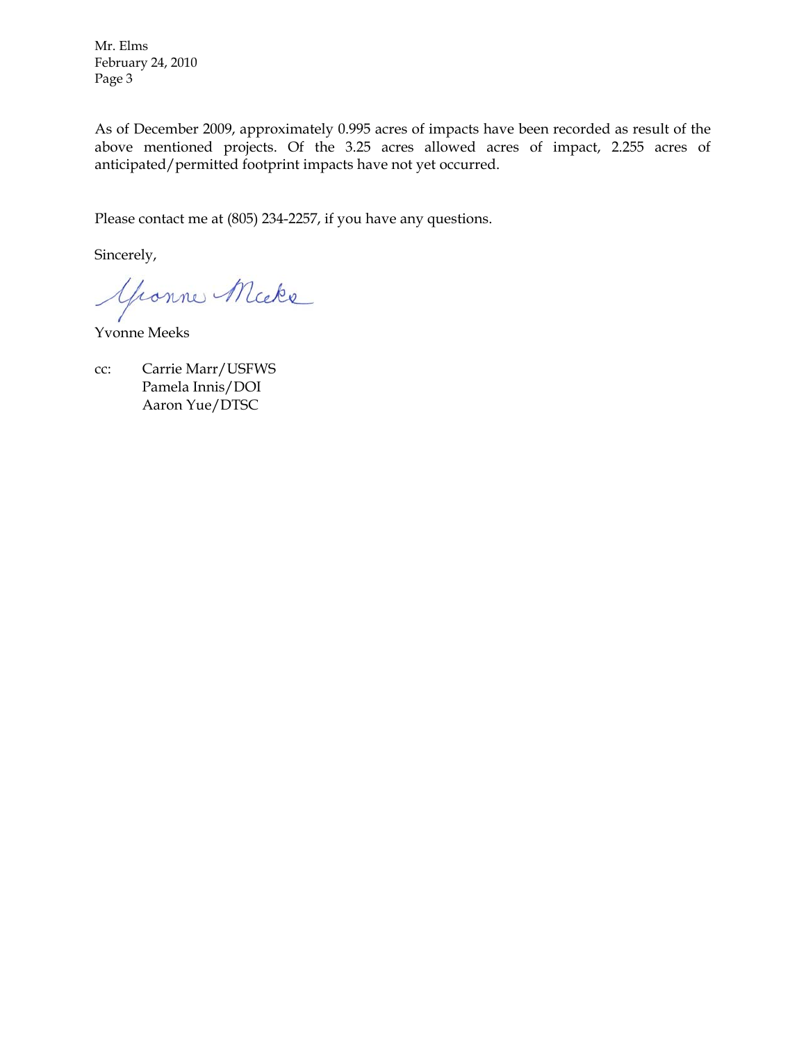As of December 2009, approximately 0.995 acres of impacts have been recorded as result of the above mentioned projects. Of the 3.25 acres allowed acres of impact, 2.255 acres of anticipated/permitted footprint impacts have not yet occurred.

Please contact me at (805) 234-2257, if you have any questions.

Sincerely,

Yvonne Meeks

cc: Carrie Marr/USFWS
Pamela Innis/DOI
Aaron Yue/DTSC